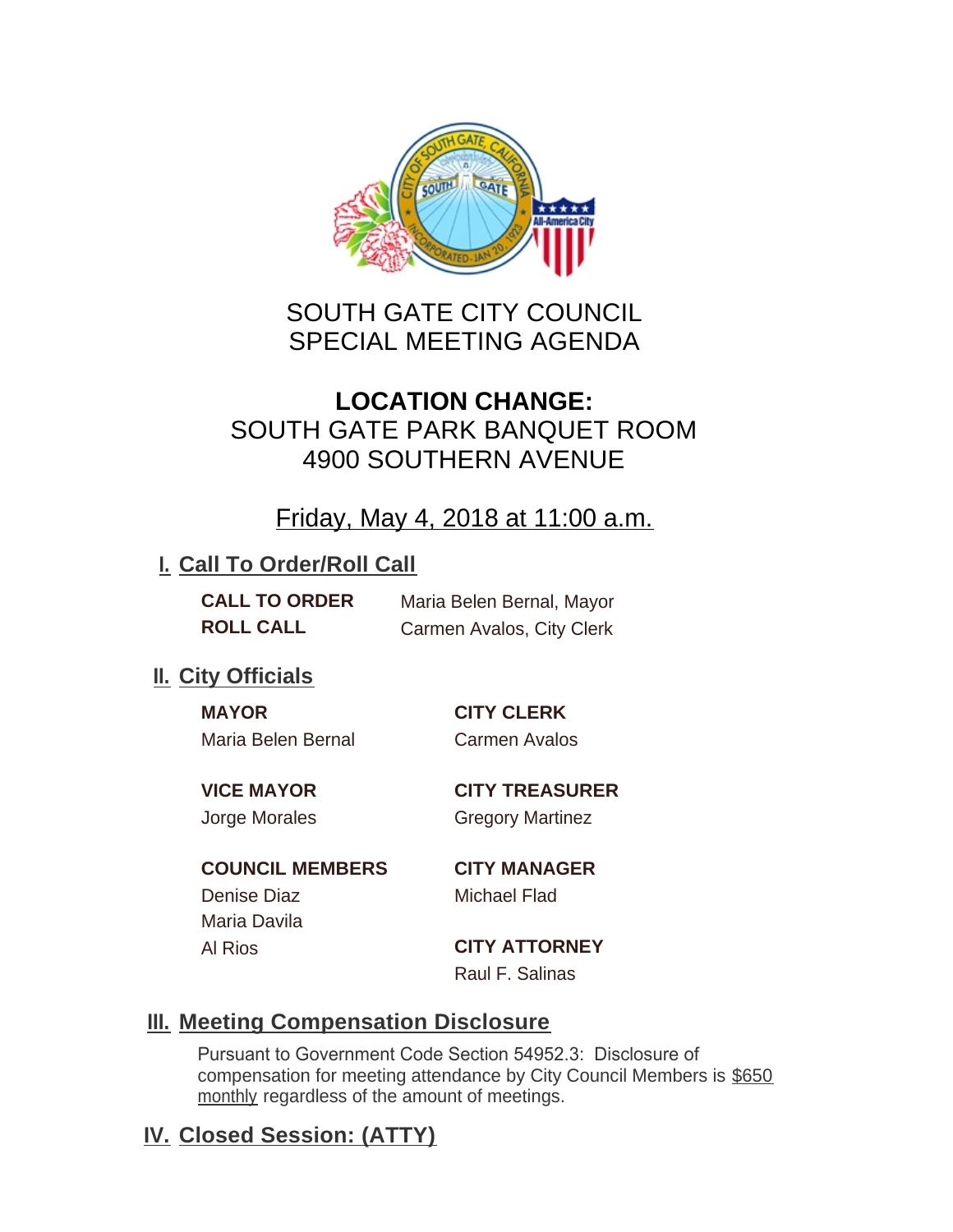# SOUTH GATE CITY COUNCIL
# SPECIAL MEETING AGENDA

## **LOCATION CHANGE:**
## SOUTH GATE PARK BANQUET ROOM
## 4900 SOUTHERN AVENUE

### Friday, May 4, 2018 at 11:00 a.m.

## I. Call To Order/Roll Call

**CALL TO ORDER** Maria Belen Bernal, Mayor

**ROLL CALL** Carmen Avalos, City Clerk

## II. City Officials

**MAYOR**
Maria Belen Bernal

**VICE MAYOR**
Jorge Morales

**COUNCIL MEMBERS**
Denise Diaz
Maria Davila
Al Rios

**CITY CLERK**
Carmen Avalos

**CITY TREASURER**
Gregory Martinez

**CITY MANAGER**
Michael Flad

**CITY ATTORNEY**
Raul F. Salinas

## III. Meeting Compensation Disclosure

Pursuant to Government Code Section 54952.3: Disclosure of compensation for meeting attendance by City Council Members is $650 monthly regardless of the amount of meetings.

## IV. Closed Session: (ATTY)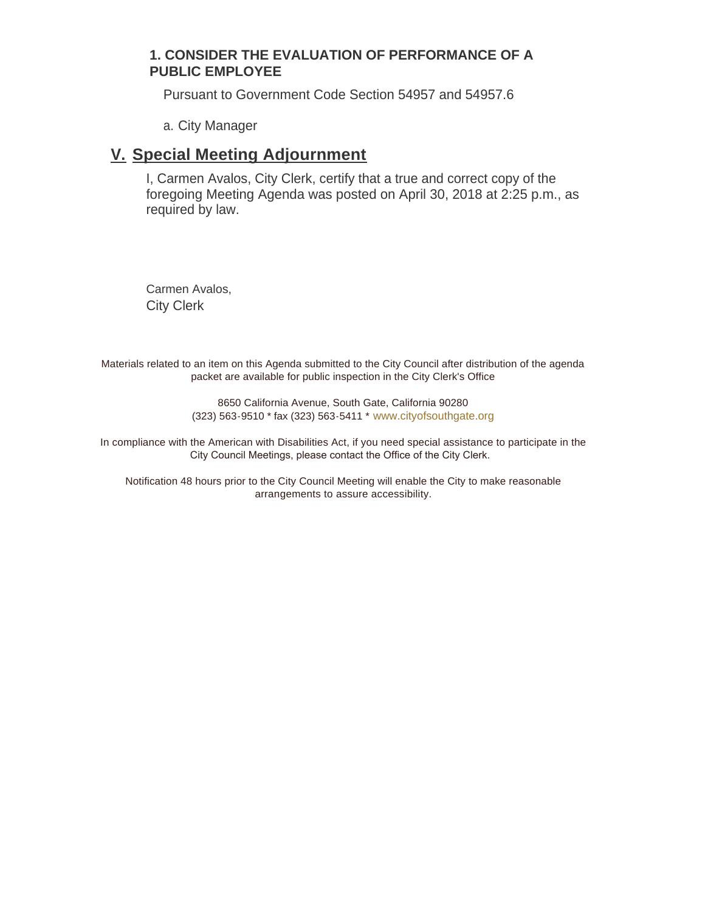**1. CONSIDER THE EVALUATION OF PERFORMANCE OF A PUBLIC EMPLOYEE**

Pursuant to Government Code Section 54957 and 54957.6

a. City Manager

## V. Special Meeting Adjournment

I, Carmen Avalos, City Clerk, certify that a true and correct copy of the foregoing Meeting Agenda was posted on April 30, 2018 at 2:25 p.m., as required by law.

Carmen Avalos,
City Clerk

Materials related to an item on this Agenda submitted to the City Council after distribution of the agenda packet are available for public inspection in the City Clerk's Office

8650 California Avenue, South Gate, California 90280
(323) 563-9510 * fax (323) 563-5411 * www.cityofsouthgate.org

In compliance with the American with Disabilities Act, if you need special assistance to participate in the City Council Meetings, please contact the Office of the City Clerk.

Notification 48 hours prior to the City Council Meeting will enable the City to make reasonable arrangements to assure accessibility.